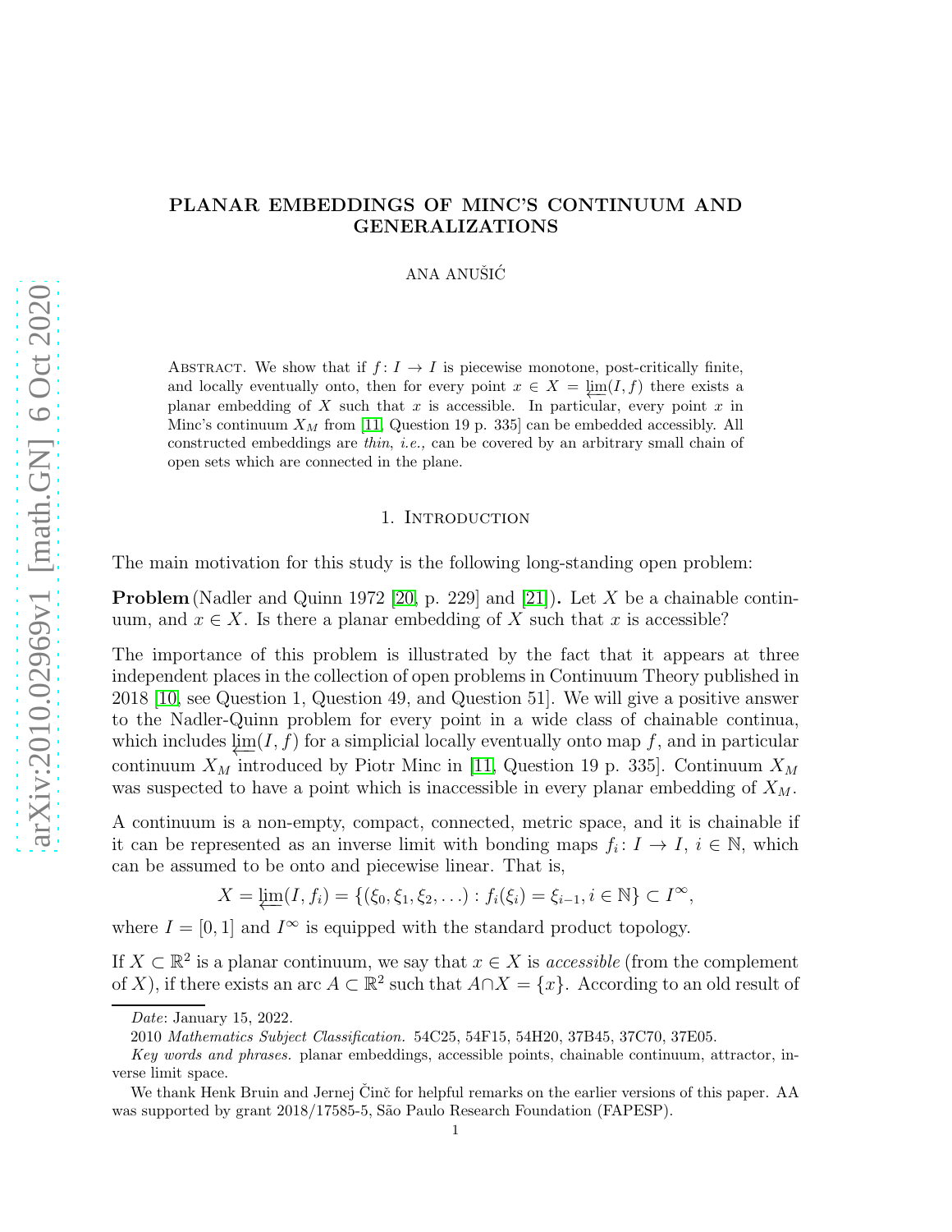# PLANAR EMBEDDINGS OF MINC'S CONTINUUM AND GENERALIZATIONS

ANA ANUŠIĆ

Abstract. We show that if $f: I \to I$ is piecewise monotone, post-critically finite, and locally eventually onto, then for every point $x \in X = \varprojlim(I, f)$ there exists a planar embedding of $X$ such that $x$ is accessible. In particular, every point $x$ in Minc's continuum $X_M$ from [11, Question 19 p. 335] can be embedded accessibly. All constructed embeddings are *thin*, *i.e.,* can be covered by an arbitrary small chain of open sets which are connected in the plane.

## 1. Introduction

The main motivation for this study is the following long-standing open problem:

**Problem** (Nadler and Quinn 1972 [20, p. 229] and [21])**.** Let $X$ be a chainable continuum, and $x \in X$. Is there a planar embedding of $X$ such that $x$ is accessible?

The importance of this problem is illustrated by the fact that it appears at three independent places in the collection of open problems in Continuum Theory published in 2018 [10, see Question 1, Question 49, and Question 51]. We will give a positive answer to the Nadler-Quinn problem for every point in a wide class of chainable continua, which includes $\varprojlim(I, f)$ for a simplicial locally eventually onto map $f$, and in particular continuum $X_M$ introduced by Piotr Minc in [11, Question 19 p. 335]. Continuum $X_M$ was suspected to have a point which is inaccessible in every planar embedding of $X_M$.

A continuum is a non-empty, compact, connected, metric space, and it is chainable if it can be represented as an inverse limit with bonding maps $f_i: I \to I$, $i \in \mathbb{N}$, which can be assumed to be onto and piecewise linear. That is,

$$X = \varprojlim(I, f_i) = \{(\xi_0, \xi_1, \xi_2, \dots) : f_i(\xi_i) = \xi_{i-1}, i \in \mathbb{N}\} \subset I^\infty,$$

where $I = [0, 1]$ and $I^\infty$ is equipped with the standard product topology.

If $X \subset \mathbb{R}^2$ is a planar continuum, we say that $x \in X$ is *accessible* (from the complement of $X$), if there exists an arc $A \subset \mathbb{R}^2$ such that $A \cap X = \{x\}$. According to an old result of

---

*Date*: January 15, 2022.

2010 *Mathematics Subject Classification.* 54C25, 54F15, 54H20, 37B45, 37C70, 37E05.

*Key words and phrases.* planar embeddings, accessible points, chainable continuum, attractor, inverse limit space.

We thank Henk Bruin and Jernej Činč for helpful remarks on the earlier versions of this paper. AA was supported by grant 2018/17585-5, São Paulo Research Foundation (FAPESP).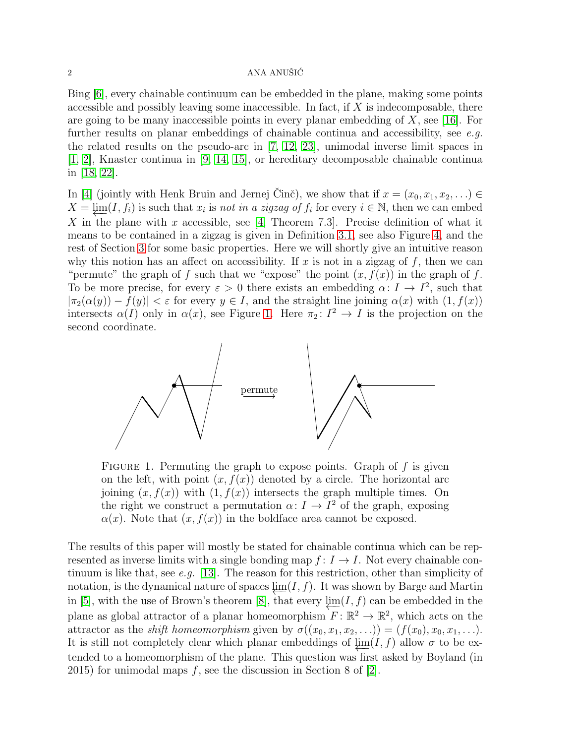Bing [6], every chainable continuum can be embedded in the plane, making some points accessible and possibly leaving some inaccessible. In fact, if $X$ is indecomposable, there are going to be many inaccessible points in every planar embedding of $X$, see [16]. For further results on planar embeddings of chainable continua and accessibility, see *e.g.* the related results on the pseudo-arc in [7, 12, 23], unimodal inverse limit spaces in [1, 2], Knaster continua in [9, 14, 15], or hereditary decomposable chainable continua in [18, 22].

In [4] (jointly with Henk Bruin and Jernej Činč), we show that if $x = (x_0, x_1, x_2, \dots) \in X = \varprojlim(I, f_i)$ is such that $x_i$ is *not in a zigzag of* $f_i$ for every $i \in \mathbb{N}$, then we can embed $X$ in the plane with $x$ accessible, see [4, Theorem 7.3]. Precise definition of what it means to be contained in a zigzag is given in Definition 3.1, see also Figure 4, and the rest of Section 3 for some basic properties. Here we will shortly give an intuitive reason why this notion has an affect on accessibility. If $x$ is not in a zigzag of $f$, then we can "permute" the graph of $f$ such that we "expose" the point $(x, f(x))$ in the graph of $f$. To be more precise, for every $\varepsilon > 0$ there exists an embedding $\alpha\colon I \to I^2$, such that $|\pi_2(\alpha(y)) - f(y)| < \varepsilon$ for every $y \in I$, and the straight line joining $\alpha(x)$ with $(1, f(x))$ intersects $\alpha(I)$ only in $\alpha(x)$, see Figure 1. Here $\pi_2\colon I^2 \to I$ is the projection on the second coordinate.

FIGURE 1. Permuting the graph to expose points. Graph of $f$ is given on the left, with point $(x, f(x))$ denoted by a circle. The horizontal arc joining $(x, f(x))$ with $(1, f(x))$ intersects the graph multiple times. On the right we construct a permutation $\alpha\colon I \to I^2$ of the graph, exposing $\alpha(x)$. Note that $(x, f(x))$ in the boldface area cannot be exposed.

The results of this paper will mostly be stated for chainable continua which can be represented as inverse limits with a single bonding map $f\colon I \to I$. Not every chainable continuum is like that, see *e.g.* [13]. The reason for this restriction, other than simplicity of notation, is the dynamical nature of spaces $\varprojlim(I, f)$. It was shown by Barge and Martin in [5], with the use of Brown's theorem [8], that every $\varprojlim(I, f)$ can be embedded in the plane as global attractor of a planar homeomorphism $F\colon \mathbb{R}^2 \to \mathbb{R}^2$, which acts on the attractor as the *shift homeomorphism* given by $\sigma((x_0, x_1, x_2, \dots)) = (f(x_0), x_0, x_1, \dots)$. It is still not completely clear which planar embeddings of $\varprojlim(I, f)$ allow $\sigma$ to be extended to a homeomorphism of the plane. This question was first asked by Boyland (in 2015) for unimodal maps $f$, see the discussion in Section 8 of [2].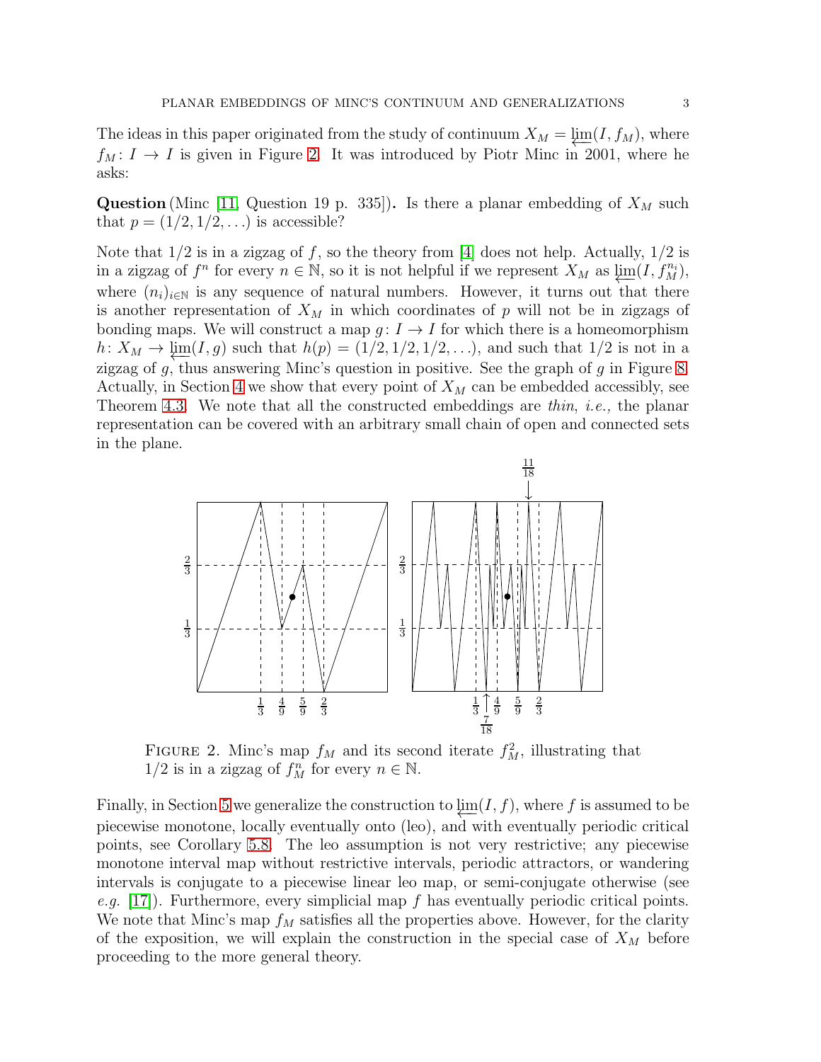The ideas in this paper originated from the study of continuum $X_M = \varprojlim(I, f_M)$, where $f_M\colon I \to I$ is given in Figure 2. It was introduced by Piotr Minc in 2001, where he asks:

**Question** (Minc [11, Question 19 p. 335])**.** Is there a planar embedding of $X_M$ such that $p = (1/2, 1/2, \ldots)$ is accessible?

Note that $1/2$ is in a zigzag of $f$, so the theory from [4] does not help. Actually, $1/2$ is in a zigzag of $f^n$ for every $n \in \mathbb{N}$, so it is not helpful if we represent $X_M$ as $\varprojlim(I, f_M^{n_i})$, where $(n_i)_{i\in\mathbb{N}}$ is any sequence of natural numbers. However, it turns out that there is another representation of $X_M$ in which coordinates of $p$ will not be in zigzags of bonding maps. We will construct a map $g\colon I \to I$ for which there is a homeomorphism $h\colon X_M \to \varprojlim(I, g)$ such that $h(p) = (1/2, 1/2, 1/2, \ldots)$, and such that $1/2$ is not in a zigzag of $g$, thus answering Minc's question in positive. See the graph of $g$ in Figure 8. Actually, in Section 4 we show that every point of $X_M$ can be embedded accessibly, see Theorem 4.3. We note that all the constructed embeddings are *thin*, *i.e.,* the planar representation can be covered with an arbitrary small chain of open and connected sets in the plane.

Figure 2. Minc's map $f_M$ and its second iterate $f_M^2$, illustrating that $1/2$ is in a zigzag of $f_M^n$ for every $n \in \mathbb{N}$.

Finally, in Section 5 we generalize the construction to $\varprojlim(I, f)$, where $f$ is assumed to be piecewise monotone, locally eventually onto (leo), and with eventually periodic critical points, see Corollary 5.8. The leo assumption is not very restrictive; any piecewise monotone interval map without restrictive intervals, periodic attractors, or wandering intervals is conjugate to a piecewise linear leo map, or semi-conjugate otherwise (see *e.g.* [17]). Furthermore, every simplicial map $f$ has eventually periodic critical points. We note that Minc's map $f_M$ satisfies all the properties above. However, for the clarity of the exposition, we will explain the construction in the special case of $X_M$ before proceeding to the more general theory.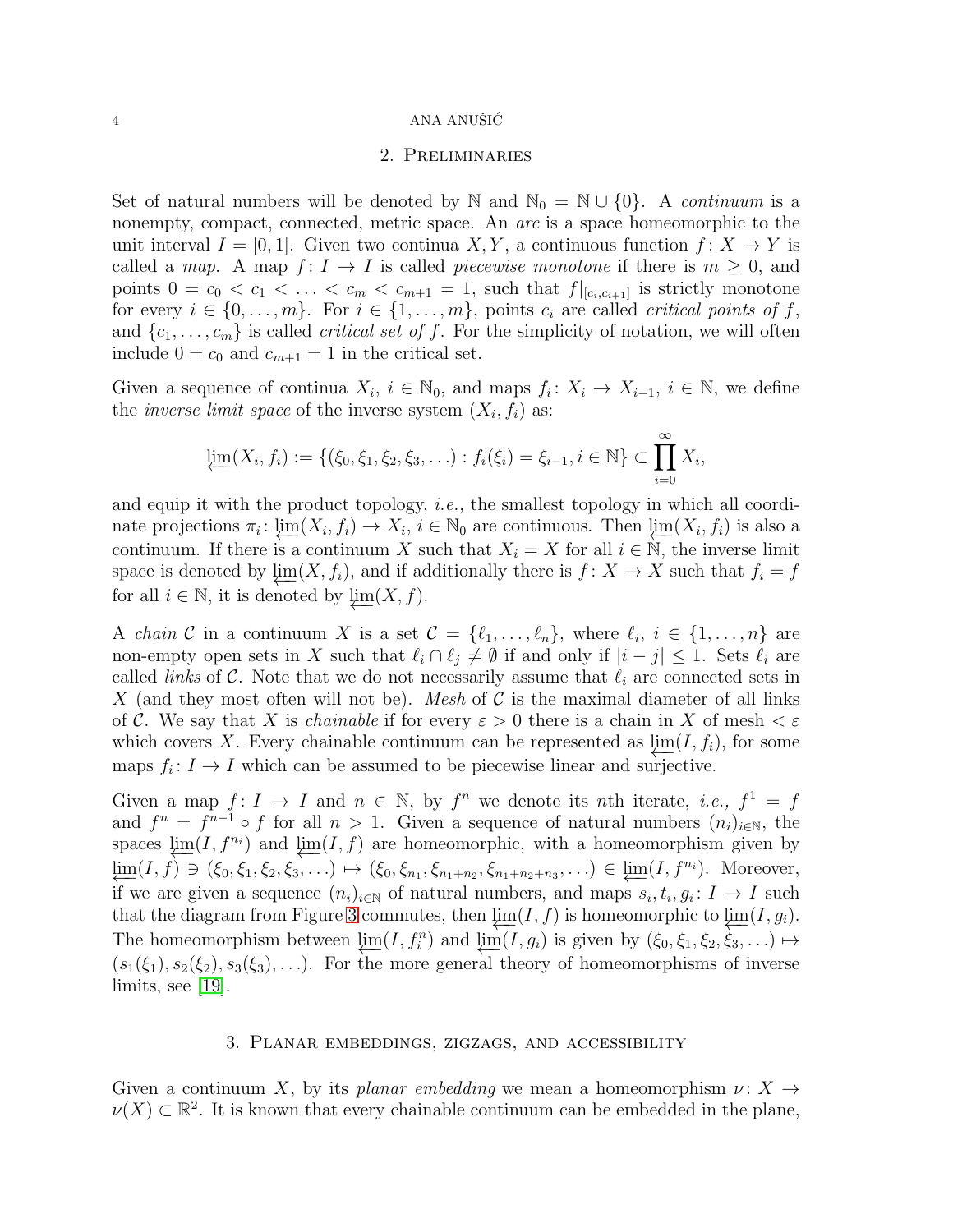## 2. Preliminaries

Set of natural numbers will be denoted by $\mathbb{N}$ and $\mathbb{N}_0 = \mathbb{N} \cup \{0\}$. A *continuum* is a nonempty, compact, connected, metric space. An *arc* is a space homeomorphic to the unit interval $I = [0,1]$. Given two continua $X, Y$, a continuous function $f : X \to Y$ is called a *map*. A map $f : I \to I$ is called *piecewise monotone* if there is $m \geq 0$, and points $0 = c_0 < c_1 < \ldots < c_m < c_{m+1} = 1$, such that $f|_{[c_i, c_{i+1}]}$ is strictly monotone for every $i \in \{0, \ldots, m\}$. For $i \in \{1, \ldots, m\}$, points $c_i$ are called *critical points of* $f$, and $\{c_1, \ldots, c_m\}$ is called *critical set of* $f$. For the simplicity of notation, we will often include $0 = c_0$ and $c_{m+1} = 1$ in the critical set.

Given a sequence of continua $X_i$, $i \in \mathbb{N}_0$, and maps $f_i : X_i \to X_{i-1}$, $i \in \mathbb{N}$, we define the *inverse limit space* of the inverse system $(X_i, f_i)$ as:

$$\varprojlim(X_i, f_i) := \{(\xi_0, \xi_1, \xi_2, \xi_3, \ldots) : f_i(\xi_i) = \xi_{i-1}, i \in \mathbb{N}\} \subset \prod_{i=0}^{\infty} X_i,$$

and equip it with the product topology, *i.e.,* the smallest topology in which all coordinate projections $\pi_i : \varprojlim(X_i, f_i) \to X_i$, $i \in \mathbb{N}_0$ are continuous. Then $\varprojlim(X_i, f_i)$ is also a continuum. If there is a continuum $X$ such that $X_i = X$ for all $i \in \mathbb{N}$, the inverse limit space is denoted by $\varprojlim(X, f_i)$, and if additionally there is $f : X \to X$ such that $f_i = f$ for all $i \in \mathbb{N}$, it is denoted by $\varprojlim(X, f)$.

A *chain* $\mathcal{C}$ in a continuum $X$ is a set $\mathcal{C} = \{\ell_1, \ldots, \ell_n\}$, where $\ell_i$, $i \in \{1, \ldots, n\}$ are non-empty open sets in $X$ such that $\ell_i \cap \ell_j \neq \emptyset$ if and only if $|i - j| \leq 1$. Sets $\ell_i$ are called *links* of $\mathcal{C}$. Note that we do not necessarily assume that $\ell_i$ are connected sets in $X$ (and they most often will not be). *Mesh* of $\mathcal{C}$ is the maximal diameter of all links of $\mathcal{C}$. We say that $X$ is *chainable* if for every $\varepsilon > 0$ there is a chain in $X$ of mesh $< \varepsilon$ which covers $X$. Every chainable continuum can be represented as $\varprojlim(I, f_i)$, for some maps $f_i : I \to I$ which can be assumed to be piecewise linear and surjective.

Given a map $f : I \to I$ and $n \in \mathbb{N}$, by $f^n$ we denote its $n$th iterate, *i.e.,* $f^1 = f$ and $f^n = f^{n-1} \circ f$ for all $n > 1$. Given a sequence of natural numbers $(n_i)_{i \in \mathbb{N}}$, the spaces $\varprojlim(I, f^{n_i})$ and $\varprojlim(I, f)$ are homeomorphic, with a homeomorphism given by $\varprojlim(I, f) \ni (\xi_0, \xi_1, \xi_2, \xi_3, \ldots) \mapsto (\xi_0, \xi_{n_1}, \xi_{n_1+n_2}, \xi_{n_1+n_2+n_3}, \ldots) \in \varprojlim(I, f^{n_i})$. Moreover, if we are given a sequence $(n_i)_{i \in \mathbb{N}}$ of natural numbers, and maps $s_i, t_i, g_i : I \to I$ such that the diagram from Figure 3 commutes, then $\varprojlim(I, f)$ is homeomorphic to $\varprojlim(I, g_i)$. The homeomorphism between $\varprojlim(I, f_i^n)$ and $\varprojlim(I, g_i)$ is given by $(\xi_0, \xi_1, \xi_2, \xi_3, \ldots) \mapsto (s_1(\xi_1), s_2(\xi_2), s_3(\xi_3), \ldots)$. For the more general theory of homeomorphisms of inverse limits, see [19].

## 3. Planar embeddings, zigzags, and accessibility

Given a continuum $X$, by its *planar embedding* we mean a homeomorphism $\nu : X \to \nu(X) \subset \mathbb{R}^2$. It is known that every chainable continuum can be embedded in the plane,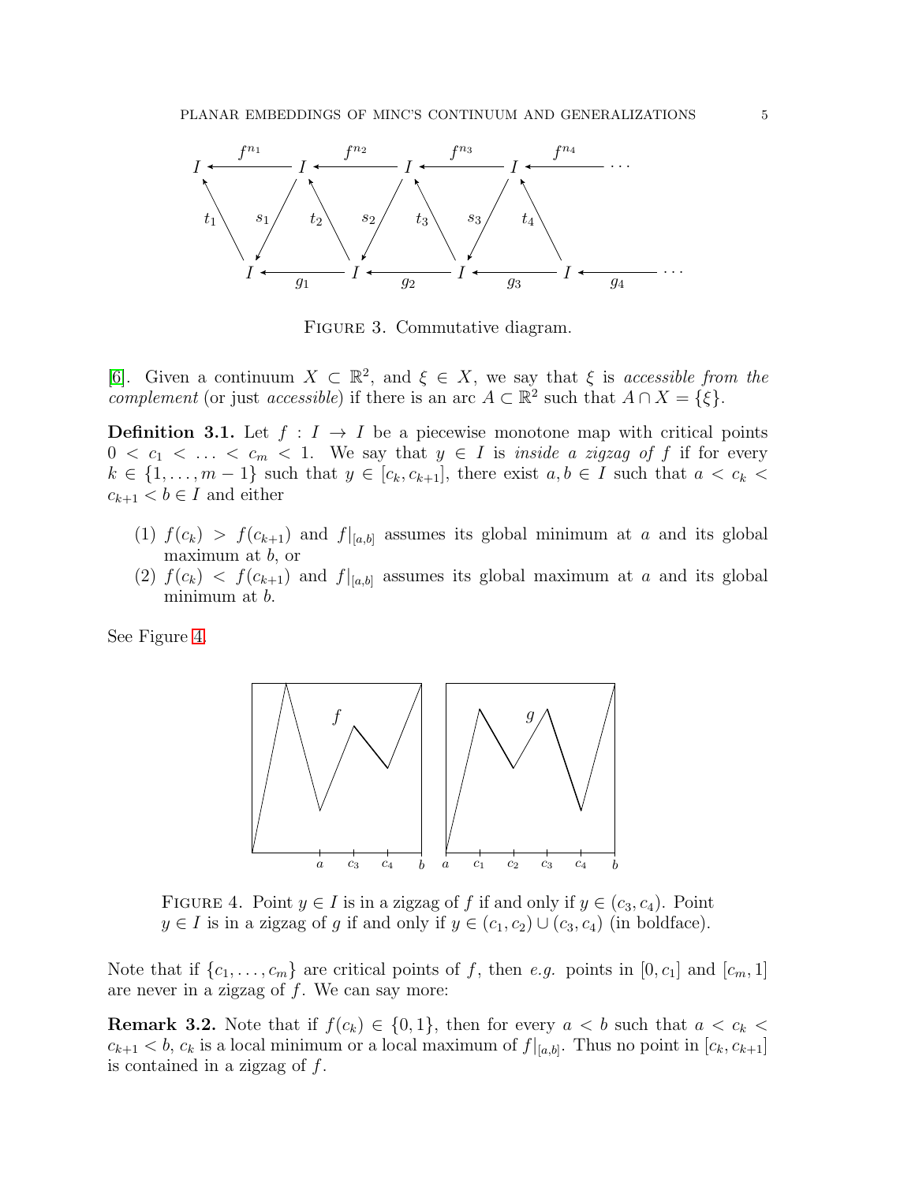FIGURE 3. Commutative diagram.

[6]. Given a continuum $X \subset \mathbb{R}^2$, and $\xi \in X$, we say that $\xi$ is *accessible from the complement* (or just *accessible*) if there is an arc $A \subset \mathbb{R}^2$ such that $A \cap X = \{\xi\}$.

**Definition 3.1.** Let $f : I \to I$ be a piecewise monotone map with critical points $0 < c_1 < \ldots < c_m < 1$. We say that $y \in I$ is *inside a zigzag of* $f$ if for every $k \in \{1, \ldots, m-1\}$ such that $y \in [c_k, c_{k+1}]$, there exist $a, b \in I$ such that $a < c_k < c_{k+1} < b \in I$ and either

(1) $f(c_k) > f(c_{k+1})$ and $f|_{[a,b]}$ assumes its global minimum at $a$ and its global maximum at $b$, or
(2) $f(c_k) < f(c_{k+1})$ and $f|_{[a,b]}$ assumes its global maximum at $a$ and its global minimum at $b$.

See Figure 4.

FIGURE 4. Point $y \in I$ is in a zigzag of $f$ if and only if $y \in (c_3, c_4)$. Point $y \in I$ is in a zigzag of $g$ if and only if $y \in (c_1, c_2) \cup (c_3, c_4)$ (in boldface).

Note that if $\{c_1, \ldots, c_m\}$ are critical points of $f$, then *e.g.* points in $[0, c_1]$ and $[c_m, 1]$ are never in a zigzag of $f$. We can say more:

**Remark 3.2.** Note that if $f(c_k) \in \{0, 1\}$, then for every $a < b$ such that $a < c_k < c_{k+1} < b$, $c_k$ is a local minimum or a local maximum of $f|_{[a,b]}$. Thus no point in $[c_k, c_{k+1}]$ is contained in a zigzag of $f$.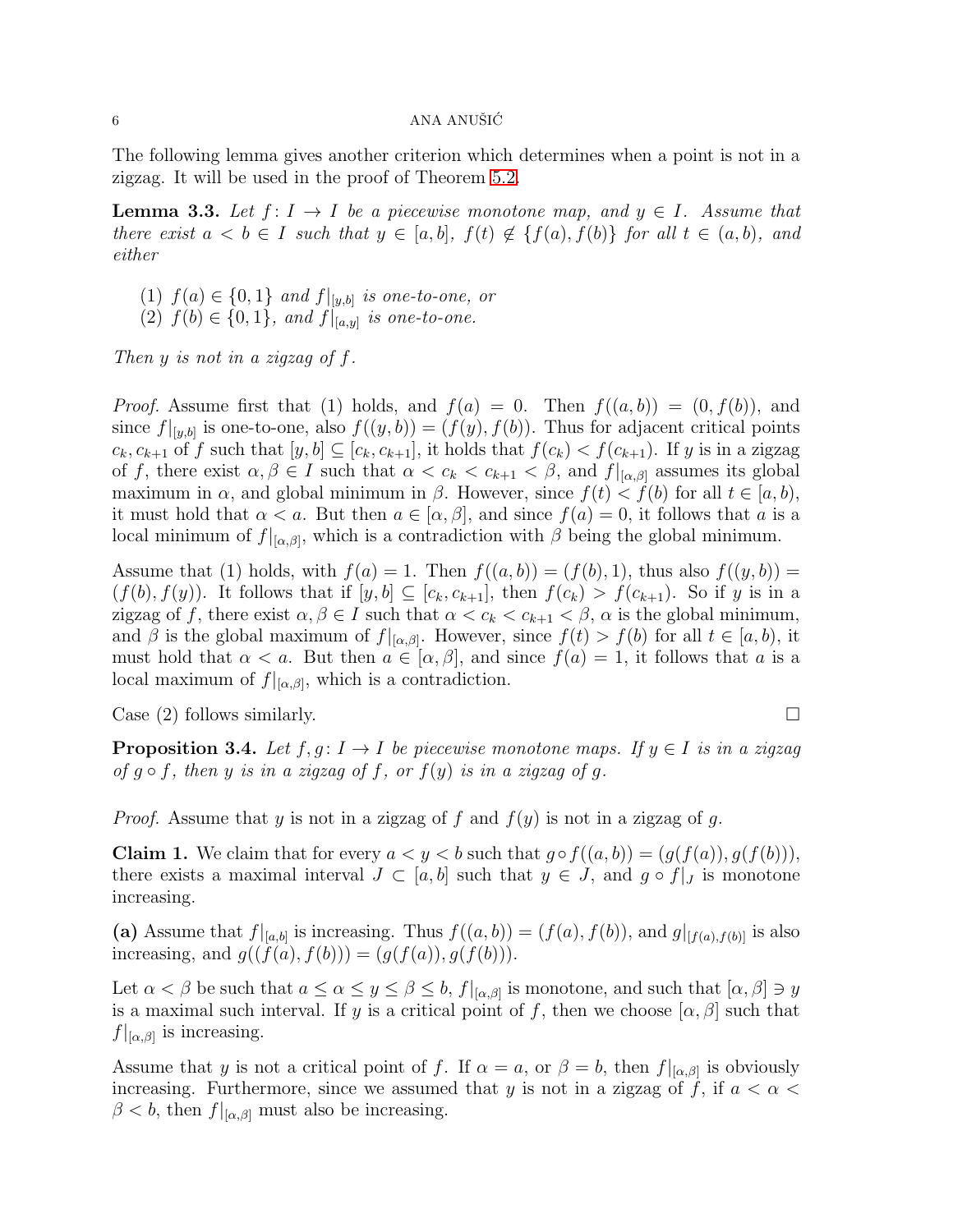The following lemma gives another criterion which determines when a point is not in a zigzag. It will be used in the proof of Theorem 5.2.

**Lemma 3.3.** *Let $f\colon I \to I$ be a piecewise monotone map, and $y \in I$. Assume that there exist $a < b \in I$ such that $y \in [a,b]$, $f(t) \notin \{f(a), f(b)\}$ for all $t \in (a,b)$, and either*

1. *$f(a) \in \{0,1\}$ and $f|_{[y,b]}$ is one-to-one, or*
2. *$f(b) \in \{0,1\}$, and $f|_{[a,y]}$ is one-to-one.*

*Then $y$ is not in a zigzag of $f$.*

*Proof.* Assume first that (1) holds, and $f(a) = 0$. Then $f((a,b)) = (0, f(b))$, and since $f|_{[y,b]}$ is one-to-one, also $f((y,b)) = (f(y), f(b))$. Thus for adjacent critical points $c_k, c_{k+1}$ of $f$ such that $[y,b] \subseteq [c_k, c_{k+1}]$, it holds that $f(c_k) < f(c_{k+1})$. If $y$ is in a zigzag of $f$, there exist $\alpha, \beta \in I$ such that $\alpha < c_k < c_{k+1} < \beta$, and $f|_{[\alpha,\beta]}$ assumes its global maximum in $\alpha$, and global minimum in $\beta$. However, since $f(t) < f(b)$ for all $t \in [a,b)$, it must hold that $\alpha < a$. But then $a \in [\alpha,\beta]$, and since $f(a) = 0$, it follows that $a$ is a local minimum of $f|_{[\alpha,\beta]}$, which is a contradiction with $\beta$ being the global minimum.

Assume that (1) holds, with $f(a) = 1$. Then $f((a,b)) = (f(b), 1)$, thus also $f((y,b)) = (f(b), f(y))$. It follows that if $[y,b] \subseteq [c_k, c_{k+1}]$, then $f(c_k) > f(c_{k+1})$. So if $y$ is in a zigzag of $f$, there exist $\alpha, \beta \in I$ such that $\alpha < c_k < c_{k+1} < \beta$, $\alpha$ is the global minimum, and $\beta$ is the global maximum of $f|_{[\alpha,\beta]}$. However, since $f(t) > f(b)$ for all $t \in [a,b)$, it must hold that $\alpha < a$. But then $a \in [\alpha,\beta]$, and since $f(a) = 1$, it follows that $a$ is a local maximum of $f|_{[\alpha,\beta]}$, which is a contradiction.

Case (2) follows similarly. □

**Proposition 3.4.** *Let $f, g\colon I \to I$ be piecewise monotone maps. If $y \in I$ is in a zigzag of $g \circ f$, then $y$ is in a zigzag of $f$, or $f(y)$ is in a zigzag of $g$.*

*Proof.* Assume that $y$ is not in a zigzag of $f$ and $f(y)$ is not in a zigzag of $g$.

**Claim 1.** We claim that for every $a < y < b$ such that $g \circ f((a,b)) = (g(f(a)), g(f(b)))$, there exists a maximal interval $J \subset [a,b]$ such that $y \in J$, and $g \circ f|_J$ is monotone increasing.

**(a)** Assume that $f|_{[a,b]}$ is increasing. Thus $f((a,b)) = (f(a), f(b))$, and $g|_{[f(a),f(b)]}$ is also increasing, and $g((f(a), f(b))) = (g(f(a)), g(f(b)))$.

Let $\alpha < \beta$ be such that $a \leq \alpha \leq y \leq \beta \leq b$, $f|_{[\alpha,\beta]}$ is monotone, and such that $[\alpha,\beta] \ni y$ is a maximal such interval. If $y$ is a critical point of $f$, then we choose $[\alpha,\beta]$ such that $f|_{[\alpha,\beta]}$ is increasing.

Assume that $y$ is not a critical point of $f$. If $\alpha = a$, or $\beta = b$, then $f|_{[\alpha,\beta]}$ is obviously increasing. Furthermore, since we assumed that $y$ is not in a zigzag of $f$, if $a < \alpha < \beta < b$, then $f|_{[\alpha,\beta]}$ must also be increasing.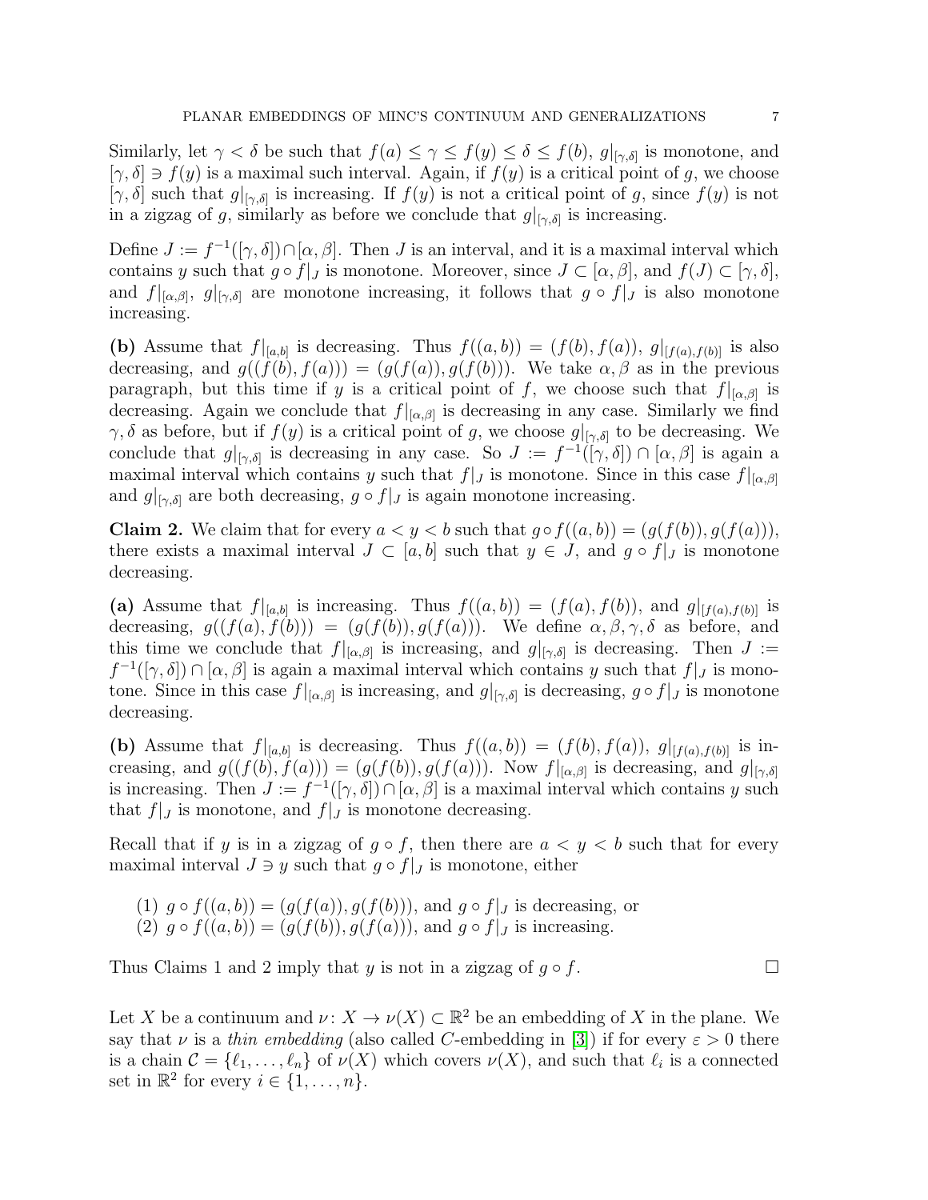Similarly, let $\gamma < \delta$ be such that $f(a) \leq \gamma \leq f(y) \leq \delta \leq f(b)$, $g|_{[\gamma,\delta]}$ is monotone, and $[\gamma, \delta] \ni f(y)$ is a maximal such interval. Again, if $f(y)$ is a critical point of $g$, we choose $[\gamma, \delta]$ such that $g|_{[\gamma,\delta]}$ is increasing. If $f(y)$ is not a critical point of $g$, since $f(y)$ is not in a zigzag of $g$, similarly as before we conclude that $g|_{[\gamma,\delta]}$ is increasing.

Define $J := f^{-1}([\gamma, \delta]) \cap [\alpha, \beta]$. Then $J$ is an interval, and it is a maximal interval which contains $y$ such that $g \circ f|_J$ is monotone. Moreover, since $J \subset [\alpha, \beta]$, and $f(J) \subset [\gamma, \delta]$, and $f|_{[\alpha,\beta]}$, $g|_{[\gamma,\delta]}$ are monotone increasing, it follows that $g \circ f|_J$ is also monotone increasing.

**(b)** Assume that $f|_{[a,b]}$ is decreasing. Thus $f((a, b)) = (f(b), f(a))$, $g|_{[f(a),f(b)]}$ is also decreasing, and $g((f(b), f(a))) = (g(f(a)), g(f(b)))$. We take $\alpha, \beta$ as in the previous paragraph, but this time if $y$ is a critical point of $f$, we choose such that $f|_{[\alpha,\beta]}$ is decreasing. Again we conclude that $f|_{[\alpha,\beta]}$ is decreasing in any case. Similarly we find $\gamma, \delta$ as before, but if $f(y)$ is a critical point of $g$, we choose $g|_{[\gamma,\delta]}$ to be decreasing. We conclude that $g|_{[\gamma,\delta]}$ is decreasing in any case. So $J := f^{-1}([\gamma, \delta]) \cap [\alpha, \beta]$ is again a maximal interval which contains $y$ such that $f|_J$ is monotone. Since in this case $f|_{[\alpha,\beta]}$ and $g|_{[\gamma,\delta]}$ are both decreasing, $g \circ f|_J$ is again monotone increasing.

**Claim 2.** We claim that for every $a < y < b$ such that $g \circ f((a, b)) = (g(f(b)), g(f(a)))$, there exists a maximal interval $J \subset [a, b]$ such that $y \in J$, and $g \circ f|_J$ is monotone decreasing.

**(a)** Assume that $f|_{[a,b]}$ is increasing. Thus $f((a, b)) = (f(a), f(b))$, and $g|_{[f(a),f(b)]}$ is decreasing, $g((f(a), f(b))) = (g(f(b)), g(f(a)))$. We define $\alpha, \beta, \gamma, \delta$ as before, and this time we conclude that $f|_{[\alpha,\beta]}$ is increasing, and $g|_{[\gamma,\delta]}$ is decreasing. Then $J := f^{-1}([\gamma, \delta]) \cap [\alpha, \beta]$ is again a maximal interval which contains $y$ such that $f|_J$ is monotone. Since in this case $f|_{[\alpha,\beta]}$ is increasing, and $g|_{[\gamma,\delta]}$ is decreasing, $g \circ f|_J$ is monotone decreasing.

**(b)** Assume that $f|_{[a,b]}$ is decreasing. Thus $f((a, b)) = (f(b), f(a))$, $g|_{[f(a),f(b)]}$ is increasing, and $g((f(b), f(a))) = (g(f(b)), g(f(a)))$. Now $f|_{[\alpha,\beta]}$ is decreasing, and $g|_{[\gamma,\delta]}$ is increasing. Then $J := f^{-1}([\gamma, \delta]) \cap [\alpha, \beta]$ is a maximal interval which contains $y$ such that $f|_J$ is monotone, and $f|_J$ is monotone decreasing.

Recall that if $y$ is in a zigzag of $g \circ f$, then there are $a < y < b$ such that for every maximal interval $J \ni y$ such that $g \circ f|_J$ is monotone, either

(1) $g \circ f((a, b)) = (g(f(a)), g(f(b)))$, and $g \circ f|_J$ is decreasing, or
(2) $g \circ f((a, b)) = (g(f(b)), g(f(a)))$, and $g \circ f|_J$ is increasing.

Thus Claims 1 and 2 imply that $y$ is not in a zigzag of $g \circ f$. $\square$

Let $X$ be a continuum and $\nu\colon X \to \nu(X) \subset \mathbb{R}^2$ be an embedding of $X$ in the plane. We say that $\nu$ is a *thin embedding* (also called $C$-embedding in [3]) if for every $\varepsilon > 0$ there is a chain $\mathcal{C} = \{\ell_1, \ldots, \ell_n\}$ of $\nu(X)$ which covers $\nu(X)$, and such that $\ell_i$ is a connected set in $\mathbb{R}^2$ for every $i \in \{1, \ldots, n\}$.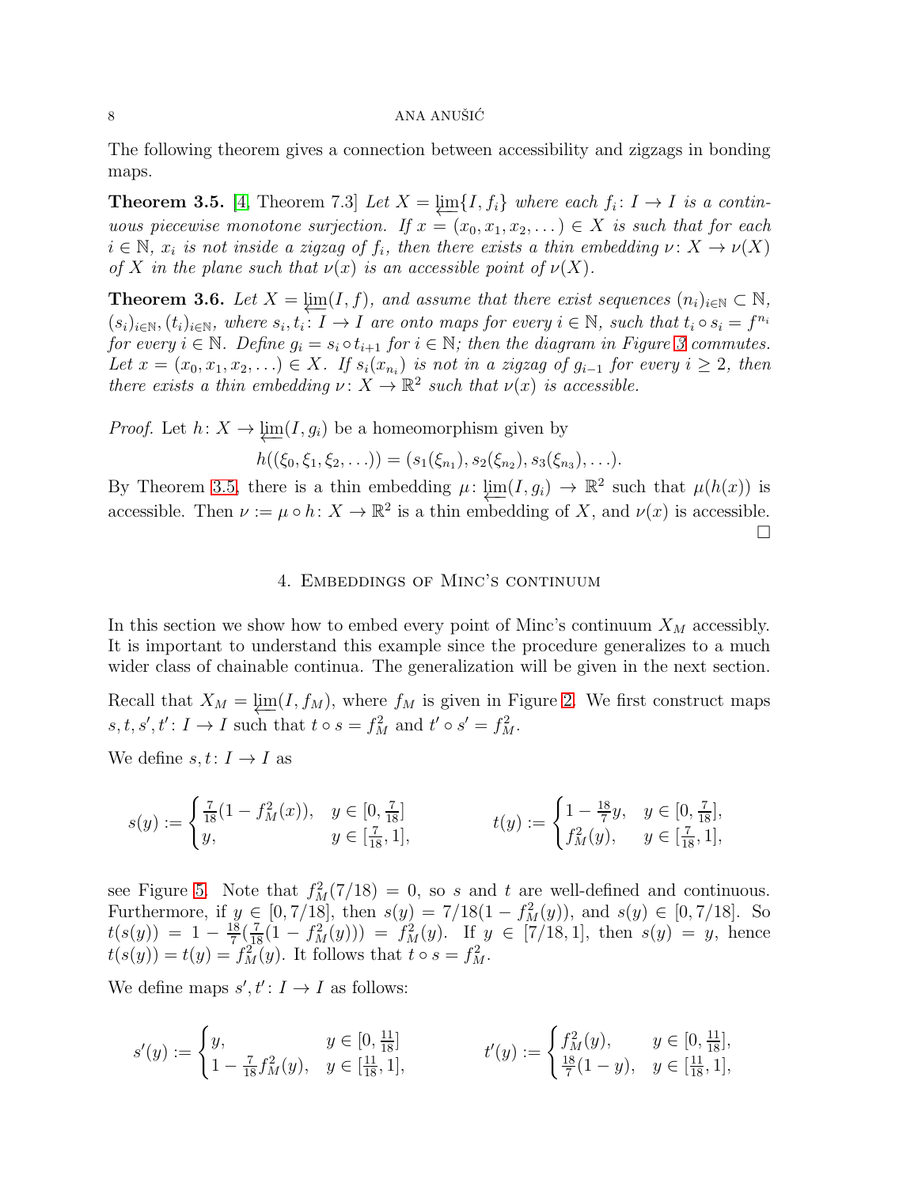The following theorem gives a connection between accessibility and zigzags in bonding maps.

**Theorem 3.5.** [4, Theorem 7.3] *Let $X = \varprojlim\{I, f_i\}$ where each $f_i\colon I \to I$ is a continuous piecewise monotone surjection. If $x = (x_0, x_1, x_2, \dots) \in X$ is such that for each $i \in \mathbb{N}$, $x_i$ is not inside a zigzag of $f_i$, then there exists a thin embedding $\nu\colon X \to \nu(X)$ of $X$ in the plane such that $\nu(x)$ is an accessible point of $\nu(X)$.*

**Theorem 3.6.** *Let $X = \varprojlim(I, f)$, and assume that there exist sequences $(n_i)_{i\in\mathbb{N}} \subset \mathbb{N}$, $(s_i)_{i\in\mathbb{N}}, (t_i)_{i\in\mathbb{N}}$, where $s_i, t_i\colon I \to I$ are onto maps for every $i \in \mathbb{N}$, such that $t_i \circ s_i = f^{n_i}$ for every $i \in \mathbb{N}$. Define $g_i = s_i \circ t_{i+1}$ for $i \in \mathbb{N}$; then the diagram in Figure 3 commutes. Let $x = (x_0, x_1, x_2, \dots) \in X$. If $s_i(x_{n_i})$ is not in a zigzag of $g_{i-1}$ for every $i \geq 2$, then there exists a thin embedding $\nu\colon X \to \mathbb{R}^2$ such that $\nu(x)$ is accessible.*

*Proof.* Let $h\colon X \to \varprojlim(I, g_i)$ be a homeomorphism given by

$$h((\xi_0, \xi_1, \xi_2, \dots)) = (s_1(\xi_{n_1}), s_2(\xi_{n_2}), s_3(\xi_{n_3}), \dots).$$

By Theorem 3.5, there is a thin embedding $\mu\colon \varprojlim(I, g_i) \to \mathbb{R}^2$ such that $\mu(h(x))$ is accessible. Then $\nu := \mu \circ h\colon X \to \mathbb{R}^2$ is a thin embedding of $X$, and $\nu(x)$ is accessible. □

## 4. Embeddings of Minc's continuum

In this section we show how to embed every point of Minc's continuum $X_M$ accessibly. It is important to understand this example since the procedure generalizes to a much wider class of chainable continua. The generalization will be given in the next section.

Recall that $X_M = \varprojlim(I, f_M)$, where $f_M$ is given in Figure 2. We first construct maps $s, t, s', t'\colon I \to I$ such that $t \circ s = f_M^2$ and $t' \circ s' = f_M^2$.

We define $s, t\colon I \to I$ as

$$s(y) := \begin{cases} \frac{7}{18}(1 - f_M^2(x)), & y \in [0, \frac{7}{18}] \\ y, & y \in [\frac{7}{18}, 1], \end{cases} \qquad t(y) := \begin{cases} 1 - \frac{18}{7}y, & y \in [0, \frac{7}{18}], \\ f_M^2(y), & y \in [\frac{7}{18}, 1], \end{cases}$$

see Figure 5. Note that $f_M^2(7/18) = 0$, so $s$ and $t$ are well-defined and continuous. Furthermore, if $y \in [0, 7/18]$, then $s(y) = 7/18(1 - f_M^2(y))$, and $s(y) \in [0, 7/18]$. So $t(s(y)) = 1 - \frac{18}{7}(\frac{7}{18}(1 - f_M^2(y))) = f_M^2(y)$. If $y \in [7/18, 1]$, then $s(y) = y$, hence $t(s(y)) = t(y) = f_M^2(y)$. It follows that $t \circ s = f_M^2$.

We define maps $s', t'\colon I \to I$ as follows:

$$s'(y) := \begin{cases} y, & y \in [0, \frac{11}{18}] \\ 1 - \frac{7}{18}f_M^2(y), & y \in [\frac{11}{18}, 1], \end{cases} \qquad t'(y) := \begin{cases} f_M^2(y), & y \in [0, \frac{11}{18}], \\ \frac{18}{7}(1 - y), & y \in [\frac{11}{18}, 1], \end{cases}$$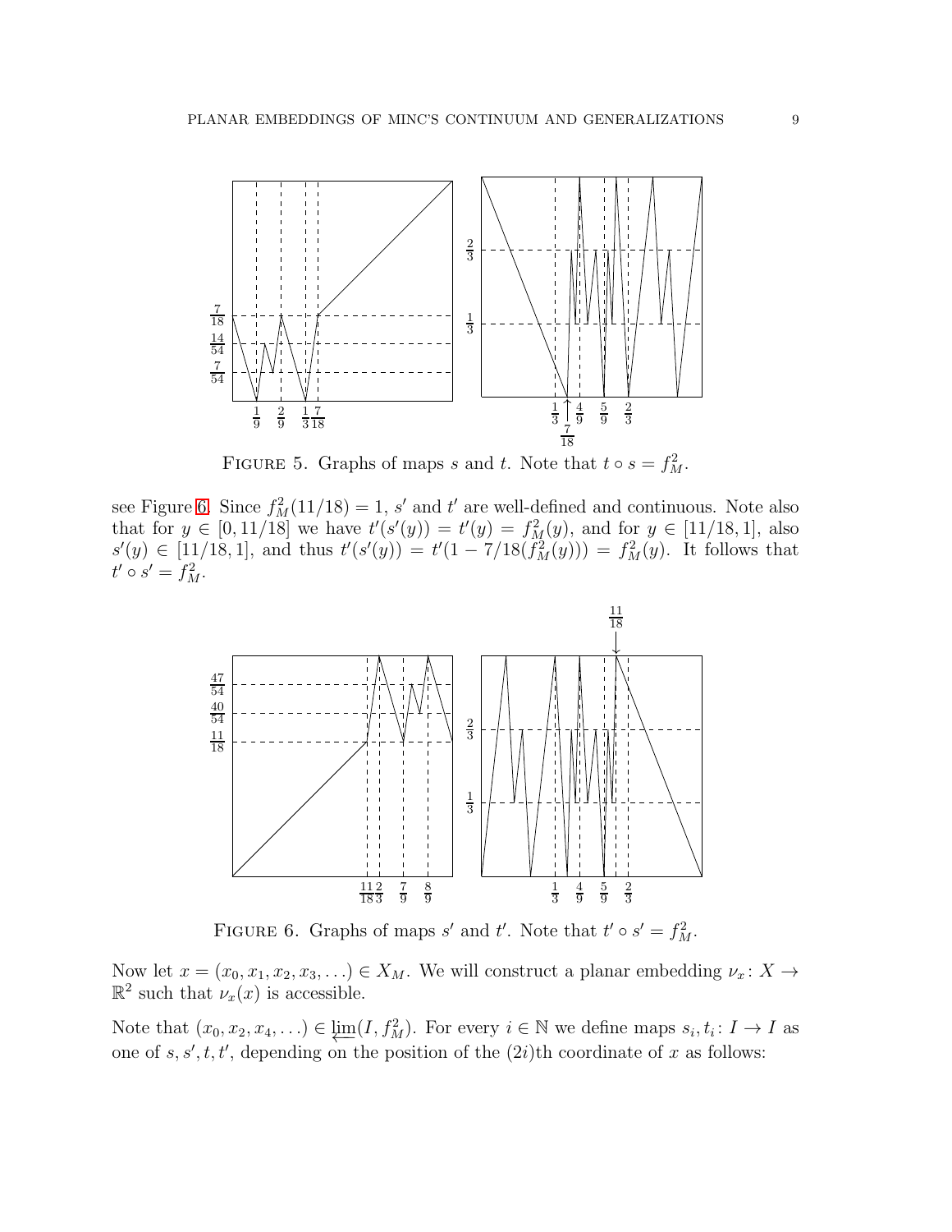FIGURE 5. Graphs of maps $s$ and $t$. Note that $t \circ s = f_M^2$.

see Figure 6. Since $f_M^2(11/18) = 1$, $s'$ and $t'$ are well-defined and continuous. Note also that for $y \in [0, 11/18]$ we have $t'(s'(y)) = t'(y) = f_M^2(y)$, and for $y \in [11/18, 1]$, also $s'(y) \in [11/18, 1]$, and thus $t'(s'(y)) = t'(1 - 7/18(f_M^2(y))) = f_M^2(y)$. It follows that $t' \circ s' = f_M^2$.

FIGURE 6. Graphs of maps $s'$ and $t'$. Note that $t' \circ s' = f_M^2$.

Now let $x = (x_0, x_1, x_2, x_3, \dots) \in X_M$. We will construct a planar embedding $\nu_x \colon X \to \mathbb{R}^2$ such that $\nu_x(x)$ is accessible.

Note that $(x_0, x_2, x_4, \dots) \in \varprojlim(I, f_M^2)$. For every $i \in \mathbb{N}$ we define maps $s_i, t_i \colon I \to I$ as one of $s, s', t, t'$, depending on the position of the $(2i)$th coordinate of $x$ as follows: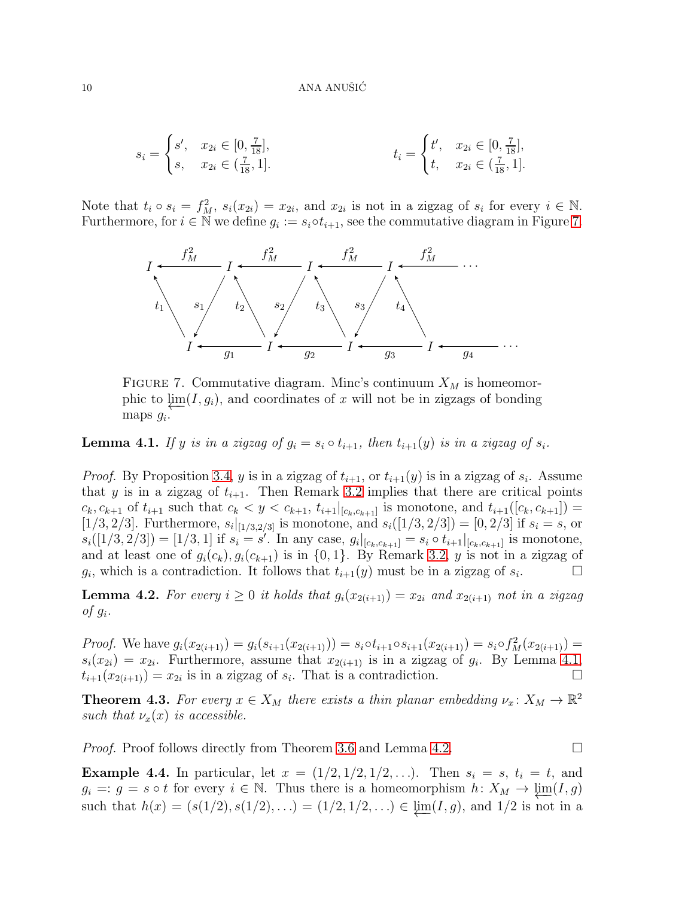$$s_i = \begin{cases} s', & x_{2i} \in [0, \frac{7}{18}], \\ s, & x_{2i} \in (\frac{7}{18}, 1]. \end{cases} \qquad\qquad t_i = \begin{cases} t', & x_{2i} \in [0, \frac{7}{18}], \\ t, & x_{2i} \in (\frac{7}{18}, 1]. \end{cases}$$

Note that $t_i \circ s_i = f_M^2$, $s_i(x_{2i}) = x_{2i}$, and $x_{2i}$ is not in a zigzag of $s_i$ for every $i \in \mathbb{N}$. Furthermore, for $i \in \mathbb{N}$ we define $g_i := s_i \circ t_{i+1}$, see the commutative diagram in Figure 7.

Figure 7. Commutative diagram. Minc's continuum $X_M$ is homeomorphic to $\varprojlim(I, g_i)$, and coordinates of $x$ will not be in zigzags of bonding maps $g_i$.

**Lemma 4.1.** *If $y$ is in a zigzag of $g_i = s_i \circ t_{i+1}$, then $t_{i+1}(y)$ is in a zigzag of $s_i$.*

*Proof.* By Proposition 3.4, $y$ is in a zigzag of $t_{i+1}$, or $t_{i+1}(y)$ is in a zigzag of $s_i$. Assume that $y$ is in a zigzag of $t_{i+1}$. Then Remark 3.2 implies that there are critical points $c_k, c_{k+1}$ of $t_{i+1}$ such that $c_k < y < c_{k+1}$, $t_{i+1}|_{[c_k,c_{k+1}]}$ is monotone, and $t_{i+1}([c_k, c_{k+1}]) = [1/3, 2/3]$. Furthermore, $s_i|_{[1/3,2/3]}$ is monotone, and $s_i([1/3, 2/3]) = [0, 2/3]$ if $s_i = s$, or $s_i([1/3, 2/3]) = [1/3, 1]$ if $s_i = s'$. In any case, $g_i|_{[c_k,c_{k+1}]} = s_i \circ t_{i+1}|_{[c_k,c_{k+1}]}$ is monotone, and at least one of $g_i(c_k), g_i(c_{k+1})$ is in $\{0, 1\}$. By Remark 3.2, $y$ is not in a zigzag of $g_i$, which is a contradiction. It follows that $t_{i+1}(y)$ must be in a zigzag of $s_i$. $\square$

**Lemma 4.2.** *For every $i \geq 0$ it holds that $g_i(x_{2(i+1)}) = x_{2i}$ and $x_{2(i+1)}$ not in a zigzag of $g_i$.*

*Proof.* We have $g_i(x_{2(i+1)}) = g_i(s_{i+1}(x_{2(i+1)})) = s_i \circ t_{i+1} \circ s_{i+1}(x_{2(i+1)}) = s_i \circ f_M^2(x_{2(i+1)}) = s_i(x_{2i}) = x_{2i}$. Furthermore, assume that $x_{2(i+1)}$ is in a zigzag of $g_i$. By Lemma 4.1, $t_{i+1}(x_{2(i+1)}) = x_{2i}$ is in a zigzag of $s_i$. That is a contradiction. $\square$

**Theorem 4.3.** *For every $x \in X_M$ there exists a thin planar embedding $\nu_x \colon X_M \to \mathbb{R}^2$ such that $\nu_x(x)$ is accessible.*

*Proof.* Proof follows directly from Theorem 3.6 and Lemma 4.2. $\square$

**Example 4.4.** In particular, let $x = (1/2, 1/2, 1/2, \ldots)$. Then $s_i = s$, $t_i = t$, and $g_i =: g = s \circ t$ for every $i \in \mathbb{N}$. Thus there is a homeomorphism $h \colon X_M \to \varprojlim(I, g)$ such that $h(x) = (s(1/2), s(1/2), \ldots) = (1/2, 1/2, \ldots) \in \varprojlim(I, g)$, and $1/2$ is not in a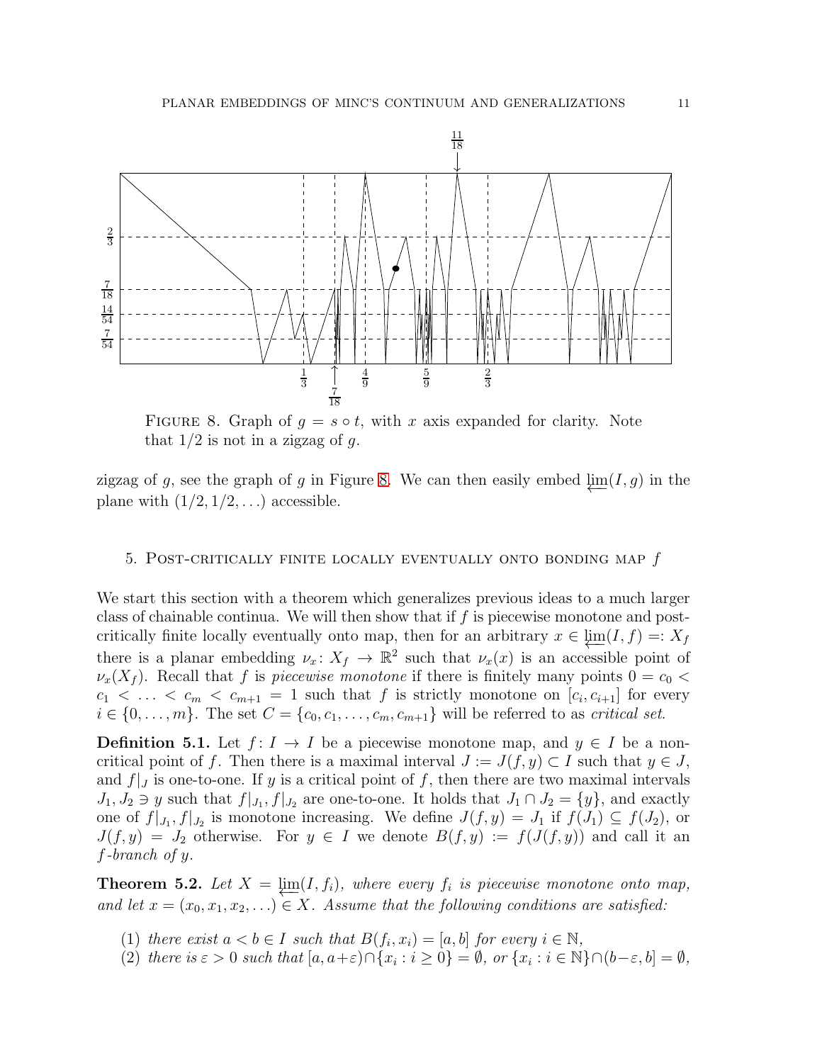FIGURE 8. Graph of $g = s \circ t$, with $x$ axis expanded for clarity. Note that $1/2$ is not in a zigzag of $g$.

zigzag of $g$, see the graph of $g$ in Figure 8. We can then easily embed $\varprojlim(I, g)$ in the plane with $(1/2, 1/2, \ldots)$ accessible.

## 5. Post-critically finite locally eventually onto bonding map $f$

We start this section with a theorem which generalizes previous ideas to a much larger class of chainable continua. We will then show that if $f$ is piecewise monotone and post-critically finite locally eventually onto map, then for an arbitrary $x \in \varprojlim(I, f) =: X_f$ there is a planar embedding $\nu_x\colon X_f \to \mathbb{R}^2$ such that $\nu_x(x)$ is an accessible point of $\nu_x(X_f)$. Recall that $f$ is *piecewise monotone* if there is finitely many points $0 = c_0 < c_1 < \ldots < c_m < c_{m+1} = 1$ such that $f$ is strictly monotone on $[c_i, c_{i+1}]$ for every $i \in \{0, \ldots, m\}$. The set $C = \{c_0, c_1, \ldots, c_m, c_{m+1}\}$ will be referred to as *critical set*.

**Definition 5.1.** Let $f\colon I \to I$ be a piecewise monotone map, and $y \in I$ be a non-critical point of $f$. Then there is a maximal interval $J := J(f, y) \subset I$ such that $y \in J$, and $f|_J$ is one-to-one. If $y$ is a critical point of $f$, then there are two maximal intervals $J_1, J_2 \ni y$ such that $f|_{J_1}, f|_{J_2}$ are one-to-one. It holds that $J_1 \cap J_2 = \{y\}$, and exactly one of $f|_{J_1}, f|_{J_2}$ is monotone increasing. We define $J(f, y) = J_1$ if $f(J_1) \subseteq f(J_2)$, or $J(f, y) = J_2$ otherwise. For $y \in I$ we denote $B(f, y) := f(J(f, y))$ and call it an *$f$-branch of $y$*.

**Theorem 5.2.** *Let $X = \varprojlim(I, f_i)$, where every $f_i$ is piecewise monotone onto map, and let $x = (x_0, x_1, x_2, \ldots) \in X$. Assume that the following conditions are satisfied:*

1. *there exist $a < b \in I$ such that $B(f_i, x_i) = [a, b]$ for every $i \in \mathbb{N}$,*
2. *there is $\varepsilon > 0$ such that $[a, a+\varepsilon) \cap \{x_i : i \geq 0\} = \emptyset$, or $\{x_i : i \in \mathbb{N}\} \cap (b-\varepsilon, b] = \emptyset$,*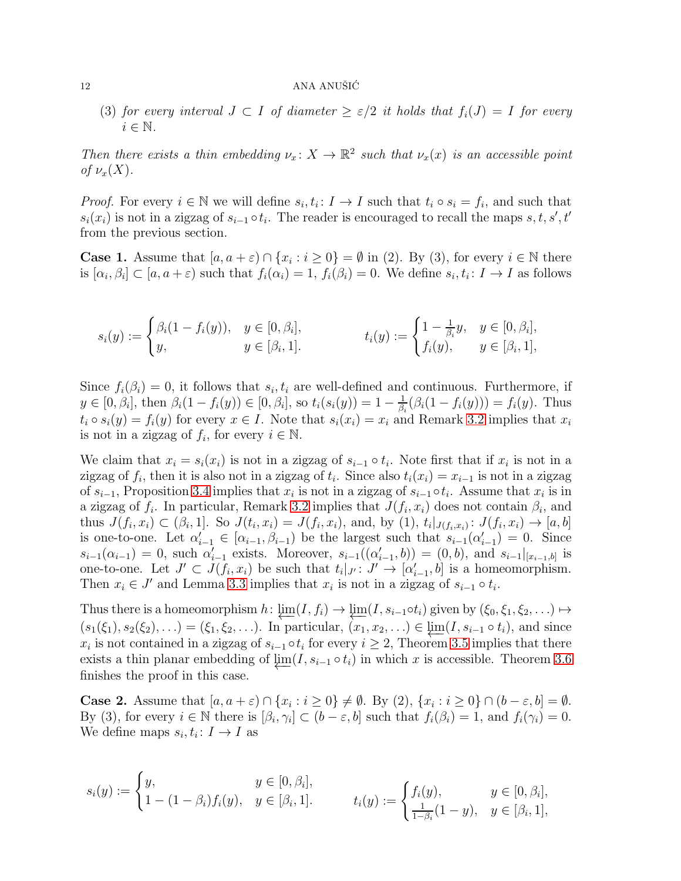(3) *for every interval $J \subset I$ of diameter $\geq \varepsilon/2$ it holds that $f_i(J) = I$ for every $i \in \mathbb{N}$.*

*Then there exists a thin embedding $\nu_x\colon X \to \mathbb{R}^2$ such that $\nu_x(x)$ is an accessible point of $\nu_x(X)$.*

*Proof.* For every $i \in \mathbb{N}$ we will define $s_i, t_i\colon I \to I$ such that $t_i \circ s_i = f_i$, and such that $s_i(x_i)$ is not in a zigzag of $s_{i-1} \circ t_i$. The reader is encouraged to recall the maps $s, t, s', t'$ from the previous section.

**Case 1.** Assume that $[a, a+\varepsilon) \cap \{x_i : i \geq 0\} = \emptyset$ in (2). By (3), for every $i \in \mathbb{N}$ there is $[\alpha_i, \beta_i] \subset [a, a+\varepsilon)$ such that $f_i(\alpha_i) = 1$, $f_i(\beta_i) = 0$. We define $s_i, t_i\colon I \to I$ as follows

$$s_i(y) := \begin{cases} \beta_i(1 - f_i(y)), & y \in [0, \beta_i], \\ y, & y \in [\beta_i, 1]. \end{cases} \qquad t_i(y) := \begin{cases} 1 - \frac{1}{\beta_i} y, & y \in [0, \beta_i], \\ f_i(y), & y \in [\beta_i, 1], \end{cases}$$

Since $f_i(\beta_i) = 0$, it follows that $s_i, t_i$ are well-defined and continuous. Furthermore, if $y \in [0, \beta_i]$, then $\beta_i(1 - f_i(y)) \in [0, \beta_i]$, so $t_i(s_i(y)) = 1 - \frac{1}{\beta_i}(\beta_i(1 - f_i(y))) = f_i(y)$. Thus $t_i \circ s_i(y) = f_i(y)$ for every $x \in I$. Note that $s_i(x_i) = x_i$ and Remark 3.2 implies that $x_i$ is not in a zigzag of $f_i$, for every $i \in \mathbb{N}$.

We claim that $x_i = s_i(x_i)$ is not in a zigzag of $s_{i-1} \circ t_i$. Note first that if $x_i$ is not in a zigzag of $f_i$, then it is also not in a zigzag of $t_i$. Since also $t_i(x_i) = x_{i-1}$ is not in a zigzag of $s_{i-1}$, Proposition 3.4 implies that $x_i$ is not in a zigzag of $s_{i-1} \circ t_i$. Assume that $x_i$ is in a zigzag of $f_i$. In particular, Remark 3.2 implies that $J(f_i, x_i)$ does not contain $\beta_i$, and thus $J(f_i, x_i) \subset (\beta_i, 1]$. So $J(t_i, x_i) = J(f_i, x_i)$, and, by (1), $t_i|_{J(f_i, x_i)}\colon J(f_i, x_i) \to [a, b]$ is one-to-one. Let $\alpha'_{i-1} \in [\alpha_{i-1}, \beta_{i-1})$ be the largest such that $s_{i-1}(\alpha'_{i-1}) = 0$. Since $s_{i-1}(\alpha_{i-1}) = 0$, such $\alpha'_{i-1}$ exists. Moreover, $s_{i-1}((\alpha'_{i-1}, b)) = (0, b)$, and $s_{i-1}|_{[x_{i-1}, b]}$ is one-to-one. Let $J' \subset J(f_i, x_i)$ be such that $t_i|_{J'}\colon J' \to [\alpha'_{i-1}, b]$ is a homeomorphism. Then $x_i \in J'$ and Lemma 3.3 implies that $x_i$ is not in a zigzag of $s_{i-1} \circ t_i$.

Thus there is a homeomorphism $h\colon \varprojlim(I, f_i) \to \varprojlim(I, s_{i-1} \circ t_i)$ given by $(\xi_0, \xi_1, \xi_2, \ldots) \mapsto (s_1(\xi_1), s_2(\xi_2), \ldots) = (\xi_1, \xi_2, \ldots)$. In particular, $(x_1, x_2, \ldots) \in \varprojlim(I, s_{i-1} \circ t_i)$, and since $x_i$ is not contained in a zigzag of $s_{i-1} \circ t_i$ for every $i \geq 2$, Theorem 3.5 implies that there exists a thin planar embedding of $\varprojlim(I, s_{i-1} \circ t_i)$ in which $x$ is accessible. Theorem 3.6 finishes the proof in this case.

**Case 2.** Assume that $[a, a+\varepsilon) \cap \{x_i : i \geq 0\} \neq \emptyset$. By (2), $\{x_i : i \geq 0\} \cap (b - \varepsilon, b] = \emptyset$. By (3), for every $i \in \mathbb{N}$ there is $[\beta_i, \gamma_i] \subset (b - \varepsilon, b]$ such that $f_i(\beta_i) = 1$, and $f_i(\gamma_i) = 0$. We define maps $s_i, t_i\colon I \to I$ as

$$s_i(y) := \begin{cases} y, & y \in [0, \beta_i], \\ 1 - (1 - \beta_i) f_i(y), & y \in [\beta_i, 1]. \end{cases} \qquad t_i(y) := \begin{cases} f_i(y), & y \in [0, \beta_i], \\ \frac{1}{1 - \beta_i}(1 - y), & y \in [\beta_i, 1], \end{cases}$$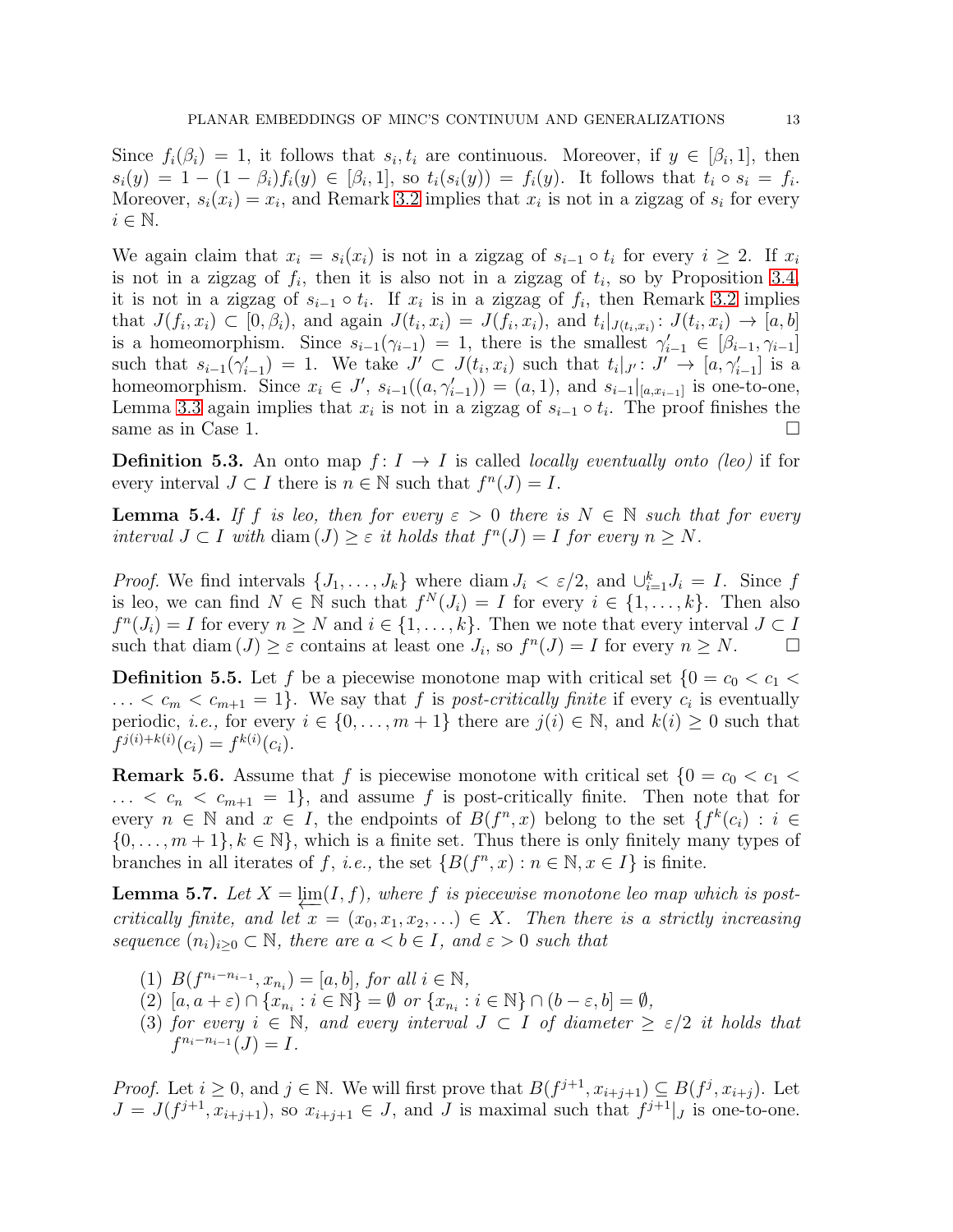Since $f_i(\beta_i) = 1$, it follows that $s_i, t_i$ are continuous. Moreover, if $y \in [\beta_i, 1]$, then $s_i(y) = 1 - (1-\beta_i)f_i(y) \in [\beta_i, 1]$, so $t_i(s_i(y)) = f_i(y)$. It follows that $t_i \circ s_i = f_i$. Moreover, $s_i(x_i) = x_i$, and Remark 3.2 implies that $x_i$ is not in a zigzag of $s_i$ for every $i \in \mathbb{N}$.

We again claim that $x_i = s_i(x_i)$ is not in a zigzag of $s_{i-1} \circ t_i$ for every $i \geq 2$. If $x_i$ is not in a zigzag of $f_i$, then it is also not in a zigzag of $t_i$, so by Proposition 3.4, it is not in a zigzag of $s_{i-1} \circ t_i$. If $x_i$ is in a zigzag of $f_i$, then Remark 3.2 implies that $J(f_i, x_i) \subset [0, \beta_i)$, and again $J(t_i, x_i) = J(f_i, x_i)$, and $t_i|_{J(t_i,x_i)} \colon J(t_i, x_i) \to [a, b]$ is a homeomorphism. Since $s_{i-1}(\gamma_{i-1}) = 1$, there is the smallest $\gamma'_{i-1} \in [\beta_{i-1}, \gamma_{i-1}]$ such that $s_{i-1}(\gamma'_{i-1}) = 1$. We take $J' \subset J(t_i, x_i)$ such that $t_i|_{J'} \colon J' \to [a, \gamma'_{i-1}]$ is a homeomorphism. Since $x_i \in J'$, $s_{i-1}((a, \gamma'_{i-1})) = (a, 1)$, and $s_{i-1}|_{[a, x_{i-1}]}$ is one-to-one, Lemma 3.3 again implies that $x_i$ is not in a zigzag of $s_{i-1} \circ t_i$. The proof finishes the same as in Case 1. $\square$

**Definition 5.3.** An onto map $f \colon I \to I$ is called *locally eventually onto (leo)* if for every interval $J \subset I$ there is $n \in \mathbb{N}$ such that $f^n(J) = I$.

**Lemma 5.4.** *If $f$ is leo, then for every $\varepsilon > 0$ there is $N \in \mathbb{N}$ such that for every interval $J \subset I$ with $\operatorname{diam}(J) \geq \varepsilon$ it holds that $f^n(J) = I$ for every $n \geq N$.*

*Proof.* We find intervals $\{J_1, \ldots, J_k\}$ where $\operatorname{diam} J_i < \varepsilon/2$, and $\cup_{i=1}^k J_i = I$. Since $f$ is leo, we can find $N \in \mathbb{N}$ such that $f^N(J_i) = I$ for every $i \in \{1, \ldots, k\}$. Then also $f^n(J_i) = I$ for every $n \geq N$ and $i \in \{1, \ldots, k\}$. Then we note that every interval $J \subset I$ such that $\operatorname{diam}(J) \geq \varepsilon$ contains at least one $J_i$, so $f^n(J) = I$ for every $n \geq N$. $\square$

**Definition 5.5.** Let $f$ be a piecewise monotone map with critical set $\{0 = c_0 < c_1 < \ldots < c_m < c_{m+1} = 1\}$. We say that $f$ is *post-critically finite* if every $c_i$ is eventually periodic, *i.e.,* for every $i \in \{0, \ldots, m+1\}$ there are $j(i) \in \mathbb{N}$, and $k(i) \geq 0$ such that $f^{j(i)+k(i)}(c_i) = f^{k(i)}(c_i)$.

**Remark 5.6.** Assume that $f$ is piecewise monotone with critical set $\{0 = c_0 < c_1 < \ldots < c_n < c_{m+1} = 1\}$, and assume $f$ is post-critically finite. Then note that for every $n \in \mathbb{N}$ and $x \in I$, the endpoints of $B(f^n, x)$ belong to the set $\{f^k(c_i) : i \in \{0, \ldots, m+1\}, k \in \mathbb{N}\}$, which is a finite set. Thus there is only finitely many types of branches in all iterates of $f$, *i.e.,* the set $\{B(f^n, x) : n \in \mathbb{N}, x \in I\}$ is finite.

**Lemma 5.7.** *Let $X = \varprojlim(I, f)$, where $f$ is piecewise monotone leo map which is post-critically finite, and let $x = (x_0, x_1, x_2, \ldots) \in X$. Then there is a strictly increasing sequence $(n_i)_{i \geq 0} \subset \mathbb{N}$, there are $a < b \in I$, and $\varepsilon > 0$ such that*

1. *$B(f^{n_i - n_{i-1}}, x_{n_i}) = [a, b]$, for all $i \in \mathbb{N}$,*
2. *$[a, a+\varepsilon) \cap \{x_{n_i} : i \in \mathbb{N}\} = \emptyset$ or $\{x_{n_i} : i \in \mathbb{N}\} \cap (b - \varepsilon, b] = \emptyset$,*
3. *for every $i \in \mathbb{N}$, and every interval $J \subset I$ of diameter $\geq \varepsilon/2$ it holds that $f^{n_i - n_{i-1}}(J) = I$.*

*Proof.* Let $i \geq 0$, and $j \in \mathbb{N}$. We will first prove that $B(f^{j+1}, x_{i+j+1}) \subseteq B(f^j, x_{i+j})$. Let $J = J(f^{j+1}, x_{i+j+1})$, so $x_{i+j+1} \in J$, and $J$ is maximal such that $f^{j+1}|_J$ is one-to-one.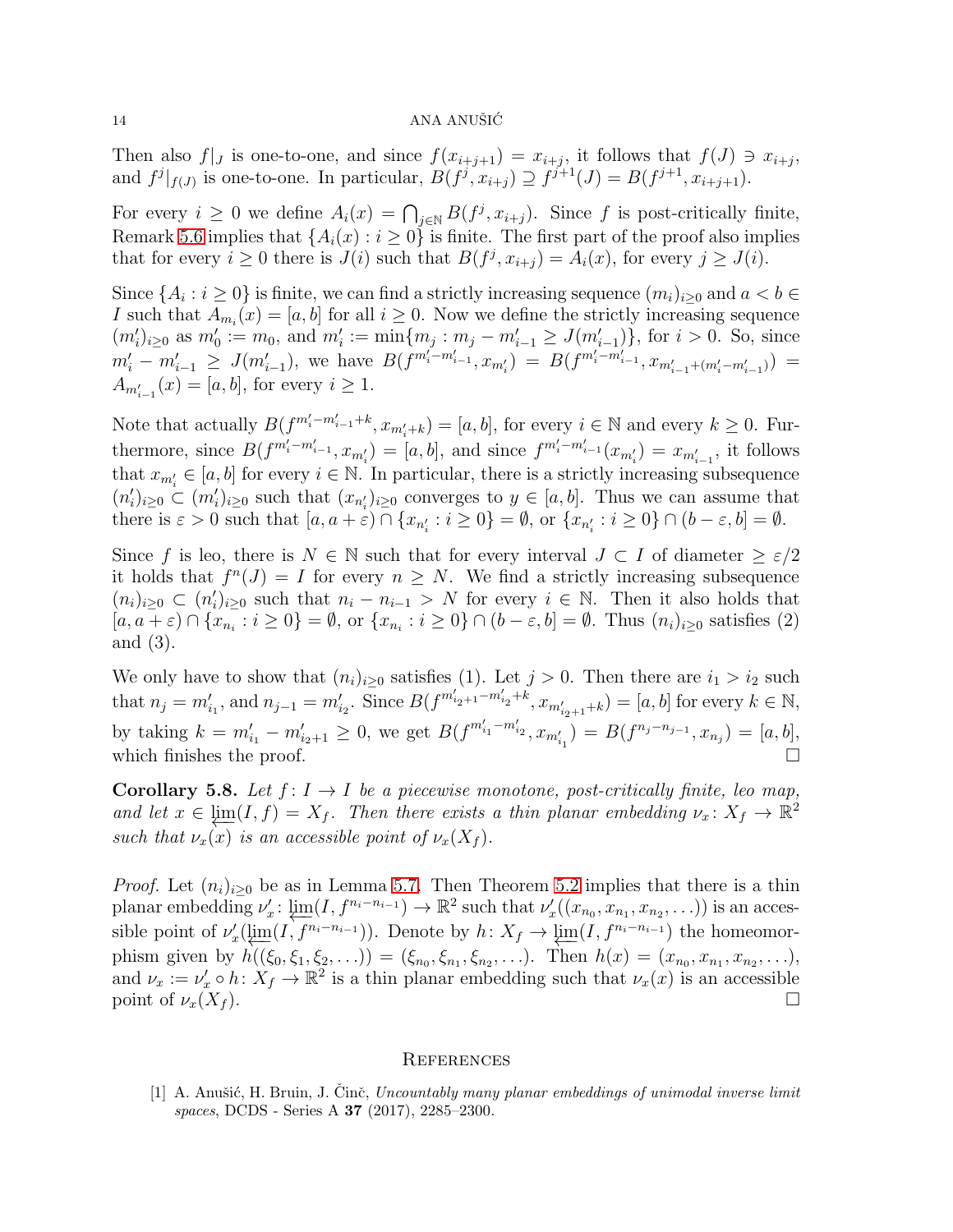Then also $f|_J$ is one-to-one, and since $f(x_{i+j+1}) = x_{i+j}$, it follows that $f(J) \ni x_{i+j}$, and $f^j|_{f(J)}$ is one-to-one. In particular, $B(f^j, x_{i+j}) \supseteq f^{j+1}(J) = B(f^{j+1}, x_{i+j+1})$.

For every $i \geq 0$ we define $A_i(x) = \bigcap_{j \in \mathbb{N}} B(f^j, x_{i+j})$. Since $f$ is post-critically finite, Remark 5.6 implies that $\{A_i(x) : i \geq 0\}$ is finite. The first part of the proof also implies that for every $i \geq 0$ there is $J(i)$ such that $B(f^j, x_{i+j}) = A_i(x)$, for every $j \geq J(i)$.

Since $\{A_i : i \geq 0\}$ is finite, we can find a strictly increasing sequence $(m_i)_{i \geq 0}$ and $a < b \in I$ such that $A_{m_i}(x) = [a, b]$ for all $i \geq 0$. Now we define the strictly increasing sequence $(m'_i)_{i \geq 0}$ as $m'_0 := m_0$, and $m'_i := \min\{m_j : m_j - m'_{i-1} \geq J(m'_{i-1})\}$, for $i > 0$. So, since $m'_i - m'_{i-1} \geq J(m'_{i-1})$, we have $B(f^{m'_i - m'_{i-1}}, x_{m'_i}) = B(f^{m'_i - m'_{i-1}}, x_{m'_{i-1} + (m'_i - m'_{i-1})}) = A_{m'_{i-1}}(x) = [a, b]$, for every $i \geq 1$.

Note that actually $B(f^{m'_i - m'_{i-1} + k}, x_{m'_i + k}) = [a, b]$, for every $i \in \mathbb{N}$ and every $k \geq 0$. Furthermore, since $B(f^{m'_i - m'_{i-1}}, x_{m'_i}) = [a, b]$, and since $f^{m'_i - m'_{i-1}}(x_{m'_i}) = x_{m'_{i-1}}$, it follows that $x_{m'_i} \in [a, b]$ for every $i \in \mathbb{N}$. In particular, there is a strictly increasing subsequence $(n'_i)_{i \geq 0} \subset (m'_i)_{i \geq 0}$ such that $(x_{n'_i})_{i \geq 0}$ converges to $y \in [a, b]$. Thus we can assume that there is $\varepsilon > 0$ such that $[a, a + \varepsilon) \cap \{x_{n'_i} : i \geq 0\} = \emptyset$, or $\{x_{n'_i} : i \geq 0\} \cap (b - \varepsilon, b] = \emptyset$.

Since $f$ is leo, there is $N \in \mathbb{N}$ such that for every interval $J \subset I$ of diameter $\geq \varepsilon/2$ it holds that $f^n(J) = I$ for every $n \geq N$. We find a strictly increasing subsequence $(n_i)_{i \geq 0} \subset (n'_i)_{i \geq 0}$ such that $n_i - n_{i-1} > N$ for every $i \in \mathbb{N}$. Then it also holds that $[a, a + \varepsilon) \cap \{x_{n_i} : i \geq 0\} = \emptyset$, or $\{x_{n_i} : i \geq 0\} \cap (b - \varepsilon, b] = \emptyset$. Thus $(n_i)_{i \geq 0}$ satisfies (2) and (3).

We only have to show that $(n_i)_{i \geq 0}$ satisfies (1). Let $j > 0$. Then there are $i_1 > i_2$ such that $n_j = m'_{i_1}$, and $n_{j-1} = m'_{i_2}$. Since $B(f^{m'_{i_2+1} - m'_{i_2} + k}, x_{m'_{i_2+1} + k}) = [a, b]$ for every $k \in \mathbb{N}$, by taking $k = m'_{i_1} - m'_{i_2+1} \geq 0$, we get $B(f^{m'_{i_1} - m'_{i_2}}, x_{m'_{i_1}}) = B(f^{n_j - n_{j-1}}, x_{n_j}) = [a, b]$, which finishes the proof. $\square$

**Corollary 5.8.** *Let $f \colon I \to I$ be a piecewise monotone, post-critically finite, leo map, and let $x \in \varprojlim(I, f) = X_f$. Then there exists a thin planar embedding $\nu_x \colon X_f \to \mathbb{R}^2$ such that $\nu_x(x)$ is an accessible point of $\nu_x(X_f)$.*

*Proof.* Let $(n_i)_{i \geq 0}$ be as in Lemma 5.7. Then Theorem 5.2 implies that there is a thin planar embedding $\nu'_x \colon \varprojlim(I, f^{n_i - n_{i-1}}) \to \mathbb{R}^2$ such that $\nu'_x((x_{n_0}, x_{n_1}, x_{n_2}, \ldots))$ is an accessible point of $\nu'_x(\varprojlim(I, f^{n_i - n_{i-1}}))$. Denote by $h \colon X_f \to \varprojlim(I, f^{n_i - n_{i-1}})$ the homeomorphism given by $h((\xi_0, \xi_1, \xi_2, \ldots)) = (\xi_{n_0}, \xi_{n_1}, \xi_{n_2}, \ldots)$. Then $h(x) = (x_{n_0}, x_{n_1}, x_{n_2}, \ldots)$, and $\nu_x := \nu'_x \circ h \colon X_f \to \mathbb{R}^2$ is a thin planar embedding such that $\nu_x(x)$ is an accessible point of $\nu_x(X_f)$. $\square$

## References

[1] A. Anušić, H. Bruin, J. Činč, *Uncountably many planar embeddings of unimodal inverse limit spaces*, DCDS - Series A **37** (2017), 2285–2300.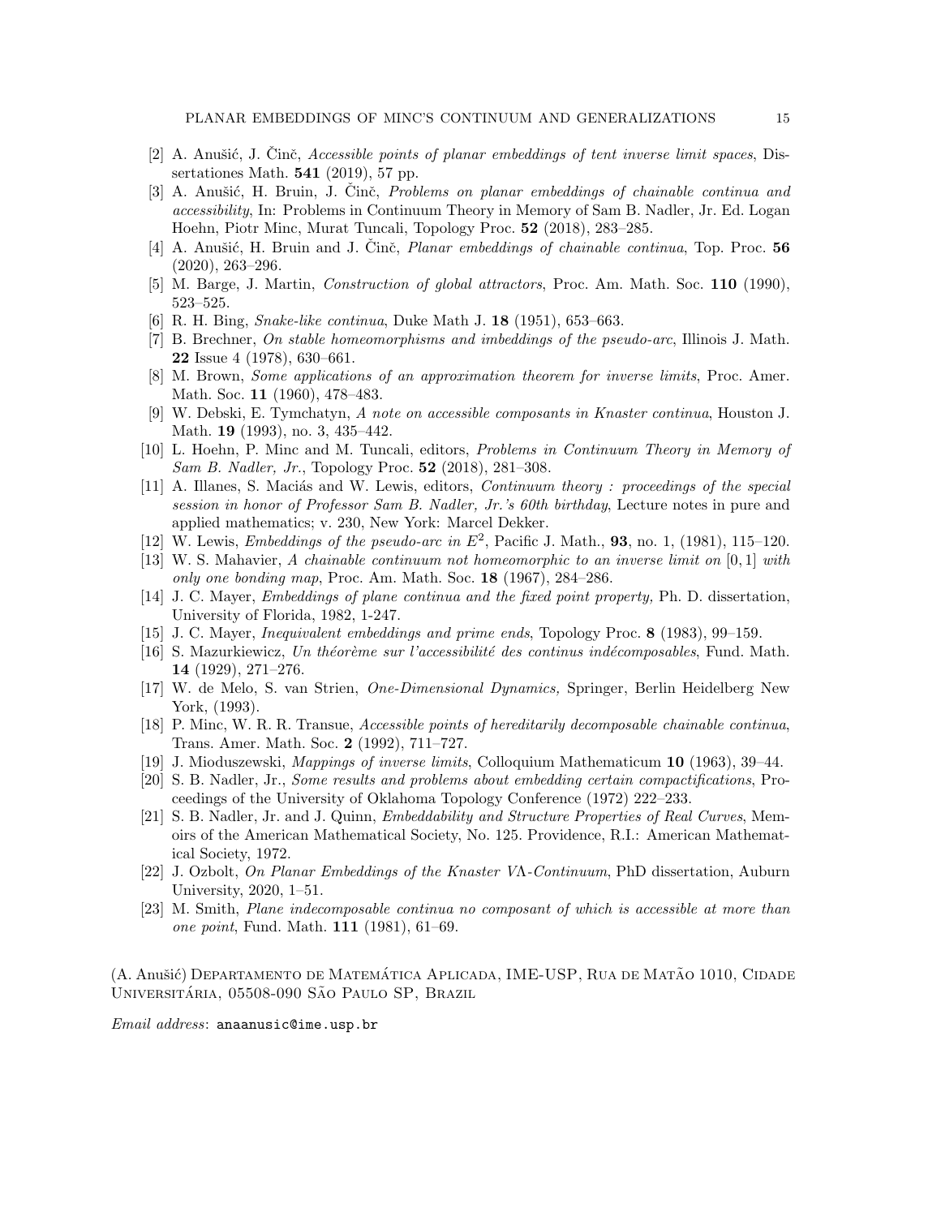[2] A. Anušić, J. Činč, *Accessible points of planar embeddings of tent inverse limit spaces*, Dissertationes Math. **541** (2019), 57 pp.

[3] A. Anušić, H. Bruin, J. Činč, *Problems on planar embeddings of chainable continua and accessibility*, In: Problems in Continuum Theory in Memory of Sam B. Nadler, Jr. Ed. Logan Hoehn, Piotr Minc, Murat Tuncali, Topology Proc. **52** (2018), 283–285.

[4] A. Anušić, H. Bruin and J. Činč, *Planar embeddings of chainable continua*, Top. Proc. **56** (2020), 263–296.

[5] M. Barge, J. Martin, *Construction of global attractors*, Proc. Am. Math. Soc. **110** (1990), 523–525.

[6] R. H. Bing, *Snake-like continua*, Duke Math J. **18** (1951), 653–663.

[7] B. Brechner, *On stable homeomorphisms and imbeddings of the pseudo-arc*, Illinois J. Math. **22** Issue 4 (1978), 630–661.

[8] M. Brown, *Some applications of an approximation theorem for inverse limits*, Proc. Amer. Math. Soc. **11** (1960), 478–483.

[9] W. Debski, E. Tymchatyn, *A note on accessible composants in Knaster continua*, Houston J. Math. **19** (1993), no. 3, 435–442.

[10] L. Hoehn, P. Minc and M. Tuncali, editors, *Problems in Continuum Theory in Memory of Sam B. Nadler, Jr.*, Topology Proc. **52** (2018), 281–308.

[11] A. Illanes, S. Maciás and W. Lewis, editors, *Continuum theory : proceedings of the special session in honor of Professor Sam B. Nadler, Jr.'s 60th birthday*, Lecture notes in pure and applied mathematics; v. 230, New York: Marcel Dekker.

[12] W. Lewis, *Embeddings of the pseudo-arc in $E^2$*, Pacific J. Math., **93**, no. 1, (1981), 115–120.

[13] W. S. Mahavier, *A chainable continuum not homeomorphic to an inverse limit on $[0,1]$ with only one bonding map*, Proc. Am. Math. Soc. **18** (1967), 284–286.

[14] J. C. Mayer, *Embeddings of plane continua and the fixed point property,* Ph. D. dissertation, University of Florida, 1982, 1-247.

[15] J. C. Mayer, *Inequivalent embeddings and prime ends*, Topology Proc. **8** (1983), 99–159.

[16] S. Mazurkiewicz, *Un théorème sur l'accessibilité des continus indécomposables*, Fund. Math. **14** (1929), 271–276.

[17] W. de Melo, S. van Strien, *One-Dimensional Dynamics,* Springer, Berlin Heidelberg New York, (1993).

[18] P. Minc, W. R. R. Transue, *Accessible points of hereditarily decomposable chainable continua*, Trans. Amer. Math. Soc. **2** (1992), 711–727.

[19] J. Mioduszewski, *Mappings of inverse limits*, Colloquium Mathematicum **10** (1963), 39–44.

[20] S. B. Nadler, Jr., *Some results and problems about embedding certain compactifications*, Proceedings of the University of Oklahoma Topology Conference (1972) 222–233.

[21] S. B. Nadler, Jr. and J. Quinn, *Embeddability and Structure Properties of Real Curves*, Memoirs of the American Mathematical Society, No. 125. Providence, R.I.: American Mathematical Society, 1972.

[22] J. Ozbolt, *On Planar Embeddings of the Knaster $V\Lambda$-Continuum*, PhD dissertation, Auburn University, 2020, 1–51.

[23] M. Smith, *Plane indecomposable continua no composant of which is accessible at more than one point*, Fund. Math. **111** (1981), 61–69.

(A. Anušić) Departamento de Matemática Aplicada, IME-USP, Rua de Matão 1010, Cidade Universitária, 05508-090 São Paulo SP, Brazil

*Email address*: anaanusic@ime.usp.br